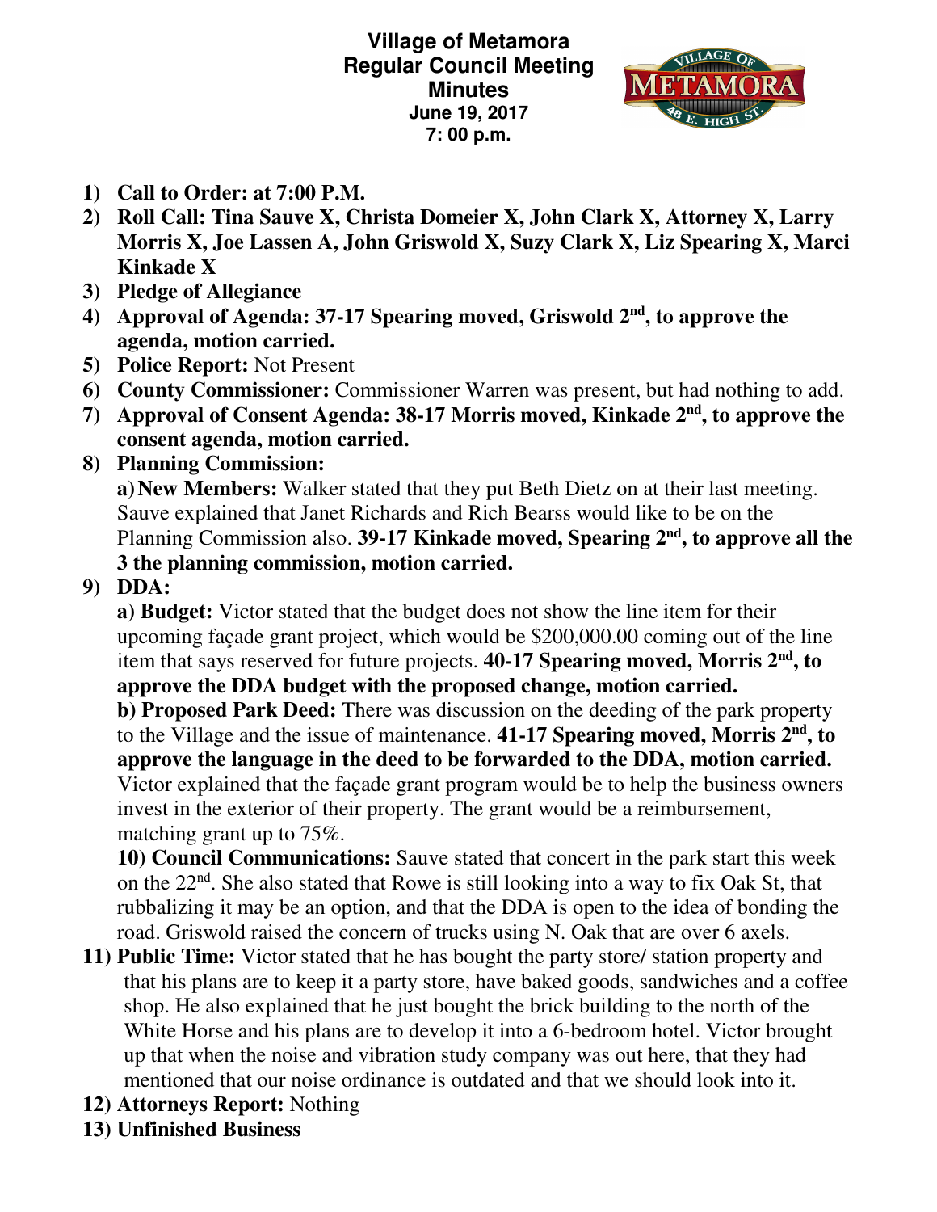**Village of Metamora**
**Regular Council Meeting**
**Minutes**
**June 19, 2017**
**7: 00 p.m.**

1) **Call to Order: at 7:00 P.M.**
2) **Roll Call: Tina Sauve X, Christa Domeier X, John Clark X, Attorney X, Larry Morris X, Joe Lassen A, John Griswold X, Suzy Clark X, Liz Spearing X, Marci Kinkade X**
3) **Pledge of Allegiance**
4) **Approval of Agenda: 37-17 Spearing moved, Griswold 2nd, to approve the agenda, motion carried.**
5) **Police Report:** Not Present
6) **County Commissioner:** Commissioner Warren was present, but had nothing to add.
7) **Approval of Consent Agenda: 38-17 Morris moved, Kinkade 2nd, to approve the consent agenda, motion carried.**
8) **Planning Commission:**

   **a) New Members:** Walker stated that they put Beth Dietz on at their last meeting. Sauve explained that Janet Richards and Rich Bearss would like to be on the Planning Commission also. **39-17 Kinkade moved, Spearing 2nd, to approve all the 3 the planning commission, motion carried.**

9) **DDA:**

   **a) Budget:** Victor stated that the budget does not show the line item for their upcoming façade grant project, which would be $200,000.00 coming out of the line item that says reserved for future projects. **40-17 Spearing moved, Morris 2nd, to approve the DDA budget with the proposed change, motion carried.**

   **b) Proposed Park Deed:** There was discussion on the deeding of the park property to the Village and the issue of maintenance. **41-17 Spearing moved, Morris 2nd, to approve the language in the deed to be forwarded to the DDA, motion carried.** Victor explained that the façade grant program would be to help the business owners invest in the exterior of their property. The grant would be a reimbursement, matching grant up to 75%.

   **10) Council Communications:** Sauve stated that concert in the park start this week on the 22nd. She also stated that Rowe is still looking into a way to fix Oak St, that rubbalizing it may be an option, and that the DDA is open to the idea of bonding the road. Griswold raised the concern of trucks using N. Oak that are over 6 axels.

11) **Public Time:** Victor stated that he has bought the party store/ station property and that his plans are to keep it a party store, have baked goods, sandwiches and a coffee shop. He also explained that he just bought the brick building to the north of the White Horse and his plans are to develop it into a 6-bedroom hotel. Victor brought up that when the noise and vibration study company was out here, that they had mentioned that our noise ordinance is outdated and that we should look into it.
12) **Attorneys Report:** Nothing
13) **Unfinished Business**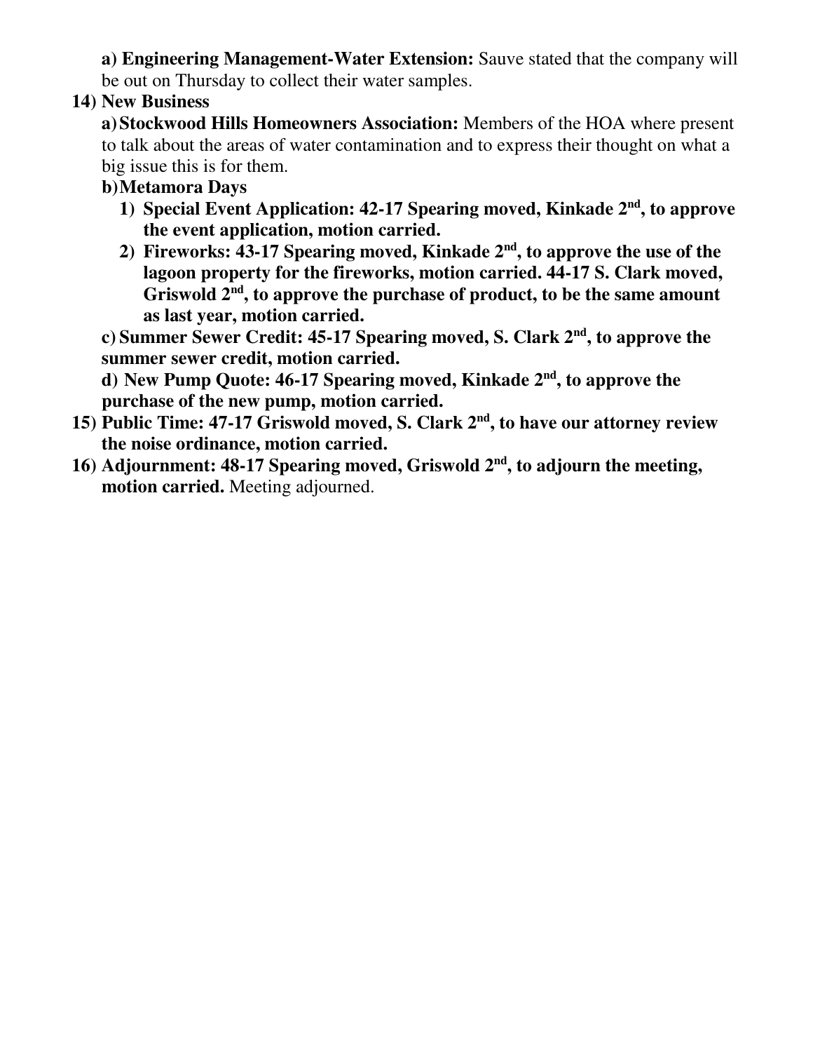a) **Engineering Management-Water Extension:** Sauve stated that the company will be out on Thursday to collect their water samples.

14) **New Business**

a) **Stockwood Hills Homeowners Association:** Members of the HOA where present to talk about the areas of water contamination and to express their thought on what a big issue this is for them.

b) **Metamora Days**

1) **Special Event Application: 42-17 Spearing moved, Kinkade 2nd, to approve the event application, motion carried.**
2) **Fireworks: 43-17 Spearing moved, Kinkade 2nd, to approve the use of the lagoon property for the fireworks, motion carried. 44-17 S. Clark moved, Griswold 2nd, to approve the purchase of product, to be the same amount as last year, motion carried.**

c) **Summer Sewer Credit: 45-17 Spearing moved, S. Clark 2nd, to approve the summer sewer credit, motion carried.**

d) **New Pump Quote: 46-17 Spearing moved, Kinkade 2nd, to approve the purchase of the new pump, motion carried.**

15) **Public Time: 47-17 Griswold moved, S. Clark 2nd, to have our attorney review the noise ordinance, motion carried.**

16) **Adjournment: 48-17 Spearing moved, Griswold 2nd, to adjourn the meeting, motion carried.** Meeting adjourned.